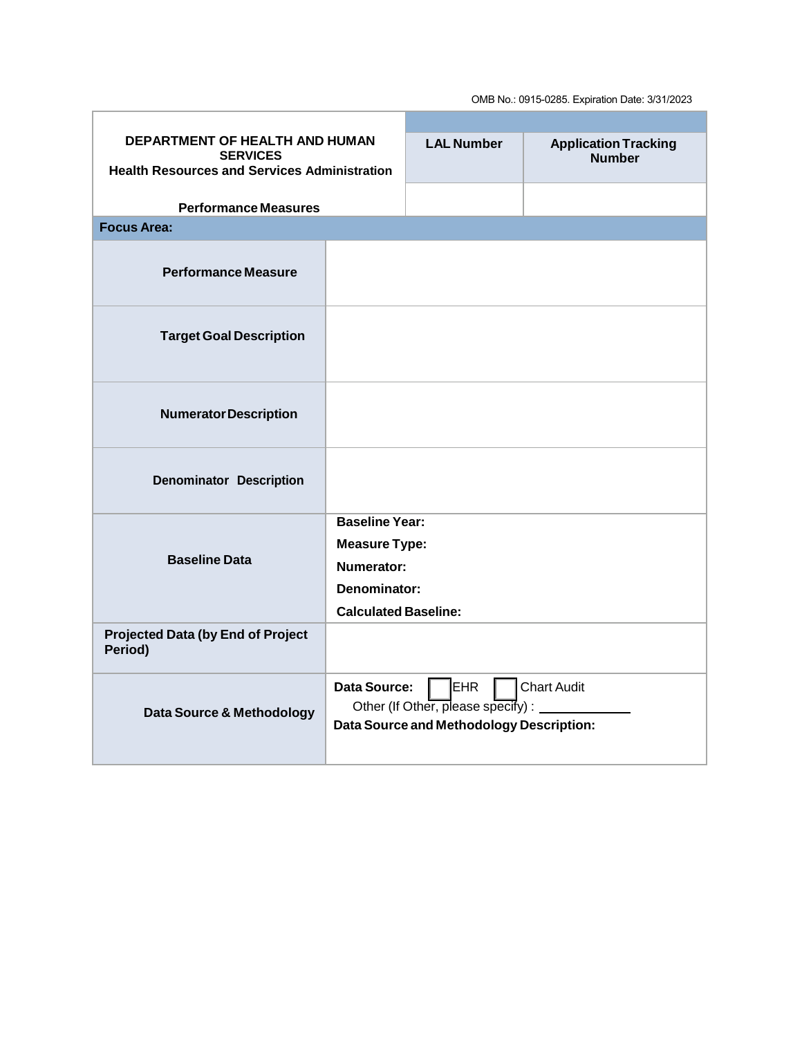OMB No.: 0915-0285. Expiration Date: 3/31/2023

| DEPARTMENT OF HEALTH AND HUMAN SERVICES<br>Health Resources and Services Administration<br><br>Performance Measures | LAL Number | Application Tracking Number |
|---|---|---|
| | | |

| Focus Area: | |
|---|---|
| Performance Measure | |
| Target Goal Description | |
| Numerator Description | |
| Denominator Description | |
| Baseline Data | **Baseline Year:**<br>**Measure Type:**<br>**Numerator:**<br>**Denominator:**<br>**Calculated Baseline:** |
| Projected Data (by End of Project Period) | |
| Data Source & Methodology | **Data Source:** ☐ EHR ☐ Chart Audit<br>Other (If Other, please specify) : ____________<br>**Data Source and Methodology Description:** |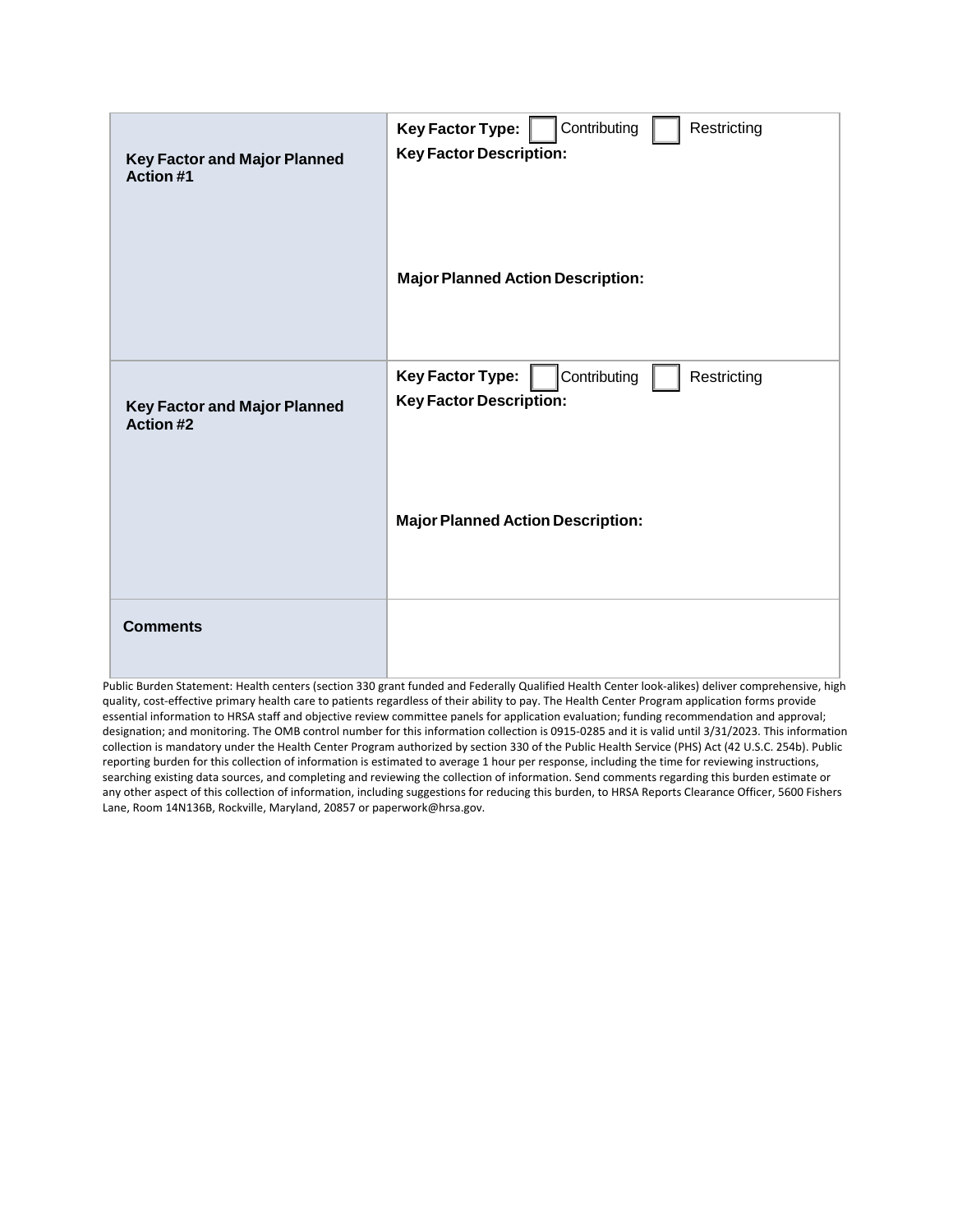| | |
|---|---|
| **Key Factor and Major Planned Action #1** | **Key Factor Type:** ☐ Contributing ☐ Restricting<br>**Key Factor Description:**<br><br>**Major Planned Action Description:** |
| **Key Factor and Major Planned Action #2** | **Key Factor Type:** ☐ Contributing ☐ Restricting<br>**Key Factor Description:**<br><br>**Major Planned Action Description:** |
| **Comments** | |

Public Burden Statement: Health centers (section 330 grant funded and Federally Qualified Health Center look-alikes) deliver comprehensive, high quality, cost-effective primary health care to patients regardless of their ability to pay. The Health Center Program application forms provide essential information to HRSA staff and objective review committee panels for application evaluation; funding recommendation and approval; designation; and monitoring. The OMB control number for this information collection is 0915-0285 and it is valid until 3/31/2023. This information collection is mandatory under the Health Center Program authorized by section 330 of the Public Health Service (PHS) Act (42 U.S.C. 254b). Public reporting burden for this collection of information is estimated to average 1 hour per response, including the time for reviewing instructions, searching existing data sources, and completing and reviewing the collection of information. Send comments regarding this burden estimate or any other aspect of this collection of information, including suggestions for reducing this burden, to HRSA Reports Clearance Officer, 5600 Fishers Lane, Room 14N136B, Rockville, Maryland, 20857 or paperwork@hrsa.gov.